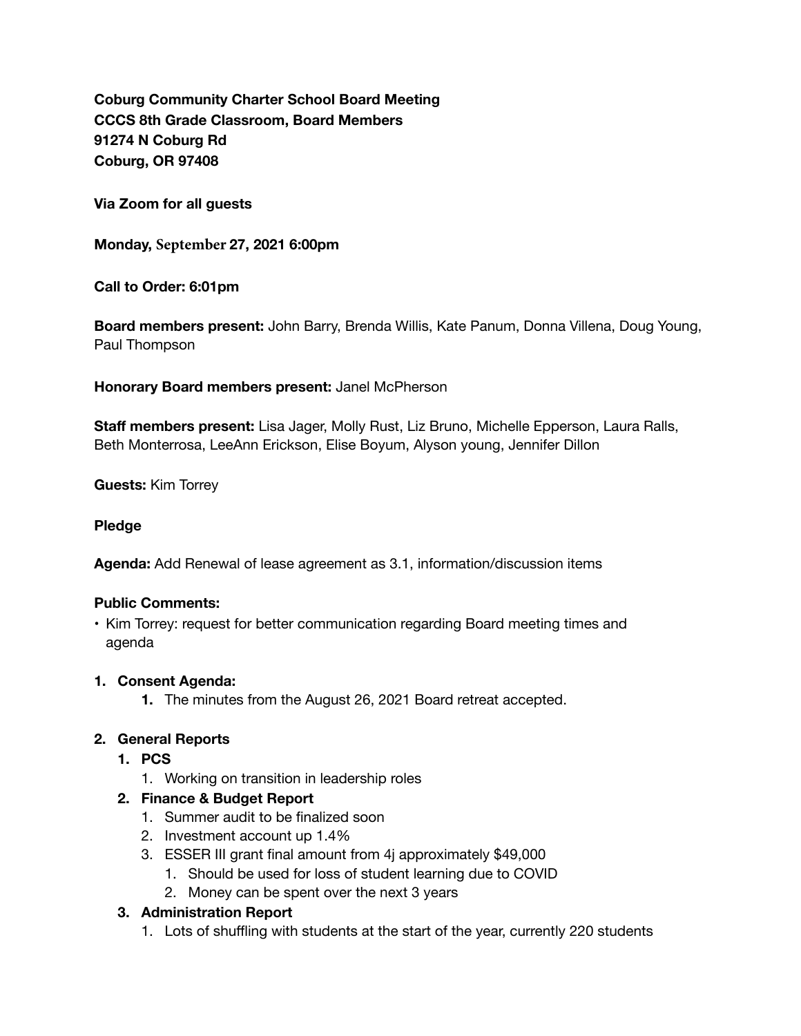**Coburg Community Charter School Board Meeting**
**CCCS 8th Grade Classroom, Board Members**
**91274 N Coburg Rd**
**Coburg, OR 97408**

**Via Zoom for all guests**

**Monday, September 27, 2021 6:00pm**

**Call to Order: 6:01pm**

**Board members present:** John Barry, Brenda Willis, Kate Panum, Donna Villena, Doug Young, Paul Thompson

**Honorary Board members present:** Janel McPherson

**Staff members present:** Lisa Jager, Molly Rust, Liz Bruno, Michelle Epperson, Laura Ralls, Beth Monterrosa, LeeAnn Erickson, Elise Boyum, Alyson young, Jennifer Dillon

**Guests:** Kim Torrey

**Pledge**

**Agenda:** Add Renewal of lease agreement as 3.1, information/discussion items

**Public Comments:**

- Kim Torrey: request for better communication regarding Board meeting times and agenda

1. **Consent Agenda:**
    1. The minutes from the August 26, 2021 Board retreat accepted.

2. **General Reports**
    1. **PCS**
        1. Working on transition in leadership roles
    2. **Finance & Budget Report**
        1. Summer audit to be finalized soon
        2. Investment account up 1.4%
        3. ESSER III grant final amount from 4j approximately $49,000
            1. Should be used for loss of student learning due to COVID
            2. Money can be spent over the next 3 years
    3. **Administration Report**
        1. Lots of shuffling with students at the start of the year, currently 220 students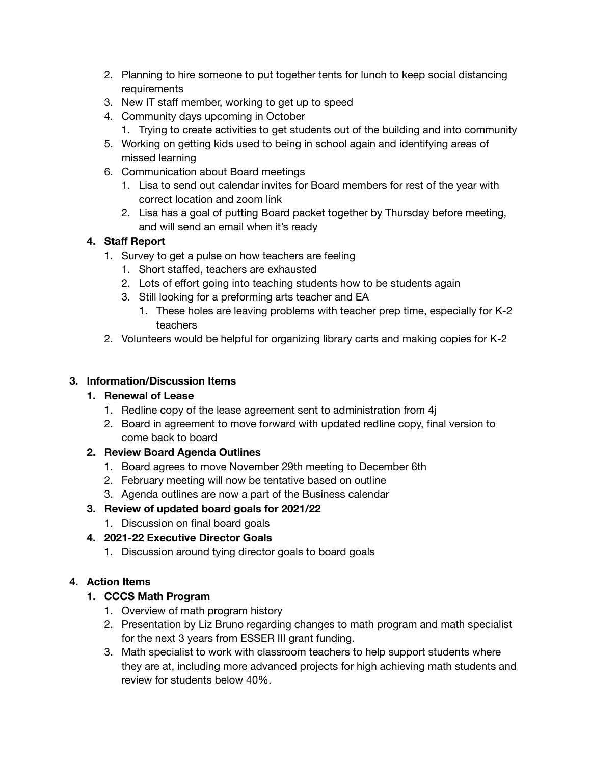2. Planning to hire someone to put together tents for lunch to keep social distancing requirements
   3. New IT staff member, working to get up to speed
   4. Community days upcoming in October
      1. Trying to create activities to get students out of the building and into community
   5. Working on getting kids used to being in school again and identifying areas of missed learning
   6. Communication about Board meetings
      1. Lisa to send out calendar invites for Board members for rest of the year with correct location and zoom link
      2. Lisa has a goal of putting Board packet together by Thursday before meeting, and will send an email when it's ready

4. **Staff Report**
   1. Survey to get a pulse on how teachers are feeling
      1. Short staffed, teachers are exhausted
      2. Lots of effort going into teaching students how to be students again
      3. Still looking for a preforming arts teacher and EA
         1. These holes are leaving problems with teacher prep time, especially for K-2 teachers
   2. Volunteers would be helpful for organizing library carts and making copies for K-2

3. **Information/Discussion Items**
   1. **Renewal of Lease**
      1. Redline copy of the lease agreement sent to administration from 4j
      2. Board in agreement to move forward with updated redline copy, final version to come back to board
   2. **Review Board Agenda Outlines**
      1. Board agrees to move November 29th meeting to December 6th
      2. February meeting will now be tentative based on outline
      3. Agenda outlines are now a part of the Business calendar
   3. **Review of updated board goals for 2021/22**
      1. Discussion on final board goals
   4. **2021-22 Executive Director Goals**
      1. Discussion around tying director goals to board goals

4. **Action Items**
   1. **CCCS Math Program**
      1. Overview of math program history
      2. Presentation by Liz Bruno regarding changes to math program and math specialist for the next 3 years from ESSER III grant funding.
      3. Math specialist to work with classroom teachers to help support students where they are at, including more advanced projects for high achieving math students and review for students below 40%.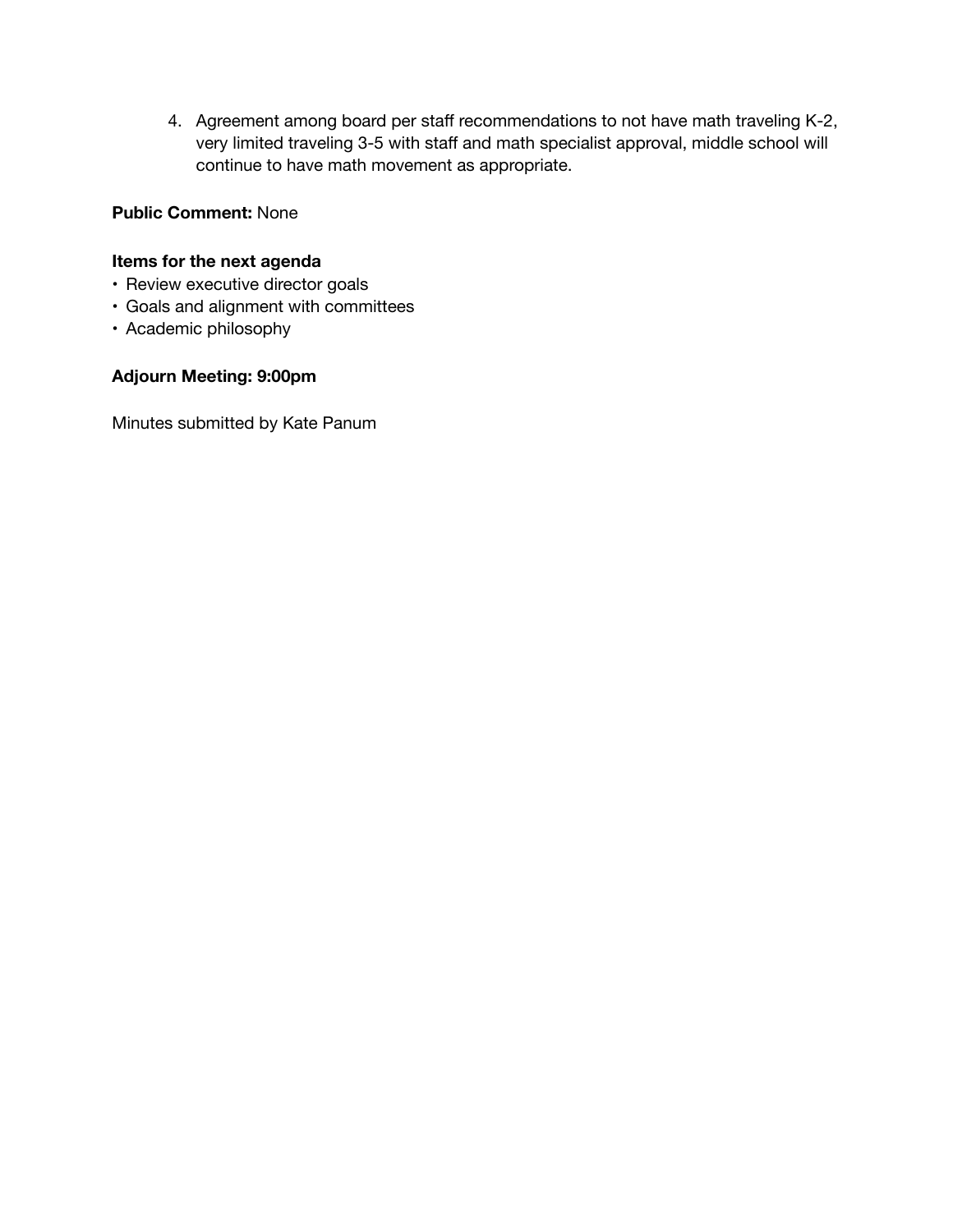4. Agreement among board per staff recommendations to not have math traveling K-2, very limited traveling 3-5 with staff and math specialist approval, middle school will continue to have math movement as appropriate.

**Public Comment:** None

**Items for the next agenda**

- Review executive director goals
- Goals and alignment with committees
- Academic philosophy

**Adjourn Meeting: 9:00pm**

Minutes submitted by Kate Panum